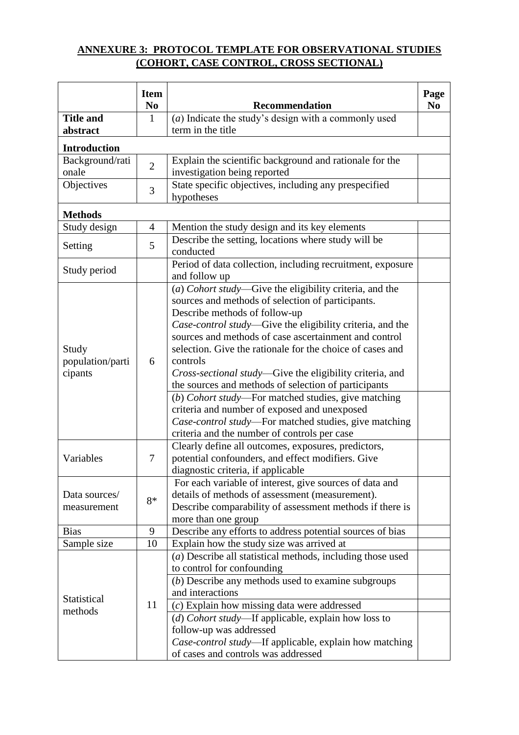## ANNEXURE 3: PROTOCOL TEMPLATE FOR OBSERVATIONAL STUDIES (COHORT, CASE CONTROL, CROSS SECTIONAL)

| | Item No | Recommendation | Page No |
|---|---|---|---|
| **Title and abstract** | 1 | (*a*) Indicate the study's design with a commonly used term in the title | |
| **Introduction** | | | |
| Background/rationale | 2 | Explain the scientific background and rationale for the investigation being reported | |
| Objectives | 3 | State specific objectives, including any prespecified hypotheses | |
| **Methods** | | | |
| Study design | 4 | Mention the study design and its key elements | |
| Setting | 5 | Describe the setting, locations where study will be conducted | |
| Study period | | Period of data collection, including recruitment, exposure and follow up | |
| Study population/participants | 6 | (*a*) *Cohort study*—Give the eligibility criteria, and the sources and methods of selection of participants. Describe methods of follow-up<br>*Case-control study*—Give the eligibility criteria, and the sources and methods of case ascertainment and control selection. Give the rationale for the choice of cases and controls<br>*Cross-sectional study*—Give the eligibility criteria, and the sources and methods of selection of participants | |
| | | (*b*) *Cohort study*—For matched studies, give matching criteria and number of exposed and unexposed<br>*Case-control study*—For matched studies, give matching criteria and the number of controls per case | |
| Variables | 7 | Clearly define all outcomes, exposures, predictors, potential confounders, and effect modifiers. Give diagnostic criteria, if applicable | |
| Data sources/ measurement | 8* | For each variable of interest, give sources of data and details of methods of assessment (measurement). Describe comparability of assessment methods if there is more than one group | |
| Bias | 9 | Describe any efforts to address potential sources of bias | |
| Sample size | 10 | Explain how the study size was arrived at | |
| Statistical methods | 11 | (*a*) Describe all statistical methods, including those used to control for confounding | |
| | | (*b*) Describe any methods used to examine subgroups and interactions | |
| | | (*c*) Explain how missing data were addressed | |
| | | (*d*) *Cohort study*—If applicable, explain how loss to follow-up was addressed<br>*Case-control study*—If applicable, explain how matching of cases and controls was addressed | |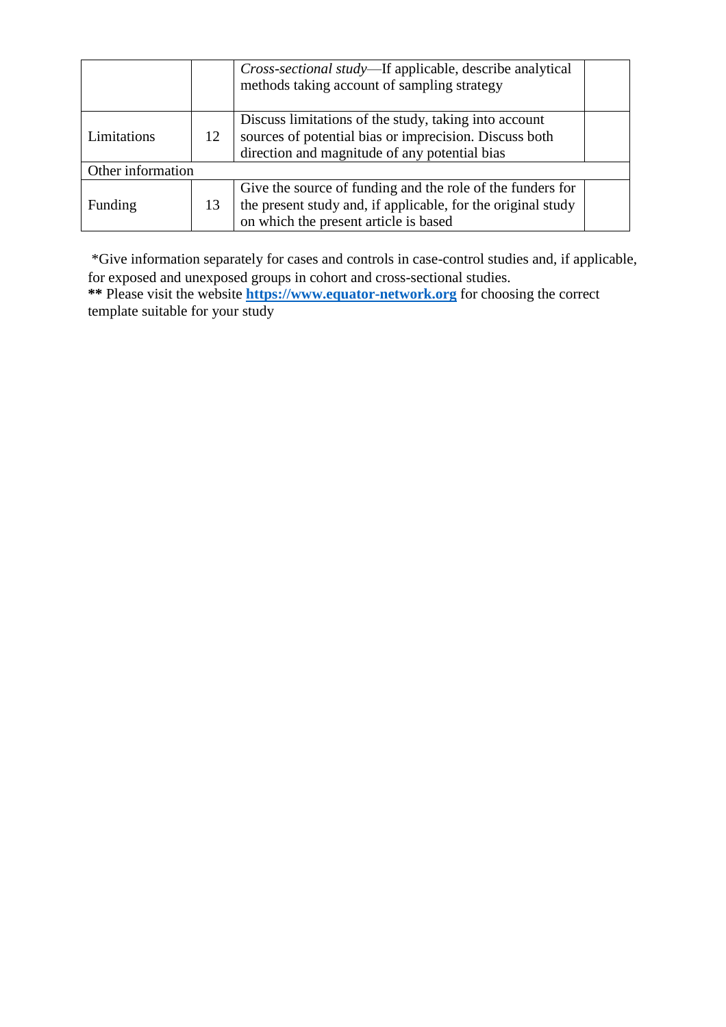| | | | |
|---|---|---|---|
| | | *Cross-sectional study*—If applicable, describe analytical methods taking account of sampling strategy | |
| Limitations | 12 | Discuss limitations of the study, taking into account sources of potential bias or imprecision. Discuss both direction and magnitude of any potential bias | |
| Other information | | | |
| Funding | 13 | Give the source of funding and the role of the funders for the present study and, if applicable, for the original study on which the present article is based | |

*Give information separately for cases and controls in case-control studies and, if applicable, for exposed and unexposed groups in cohort and cross-sectional studies.

**\*\*** Please visit the website **[https://www.equator-network.org](https://www.equator-network.org)** for choosing the correct template suitable for your study